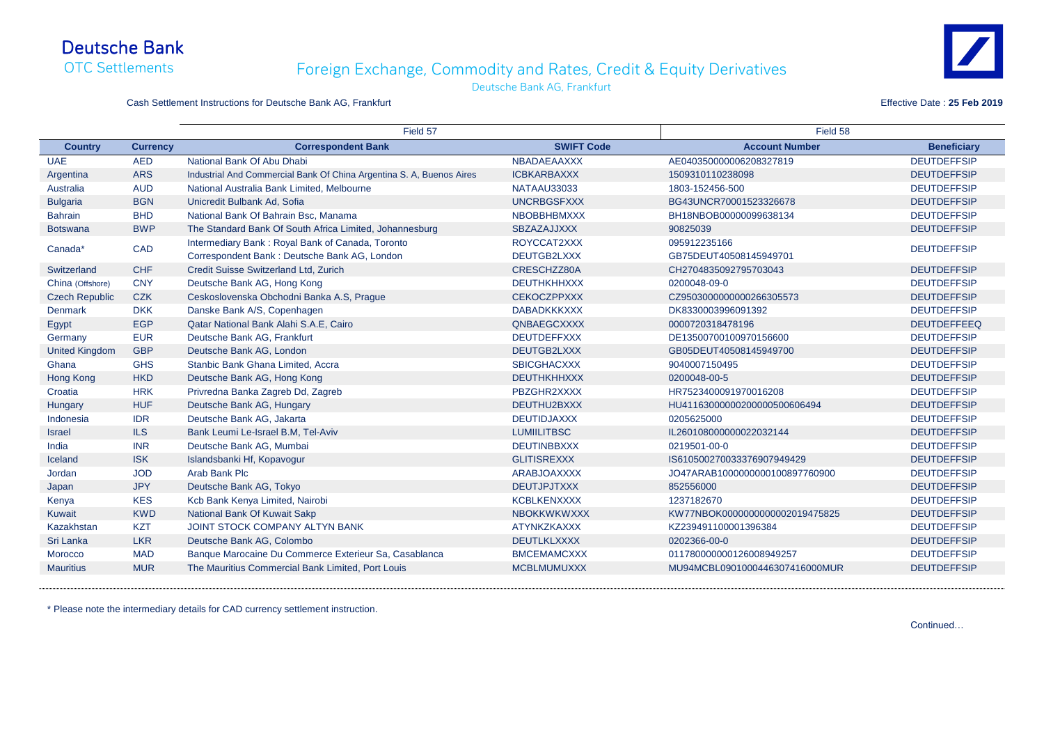# Deutsche Bank

OTC Settlements

## Foreign Exchange, Commodity and Rates, Credit & Equity Derivatives

Deutsche Bank AG, Frankfurt

Cash Settlement Instructions for Deutsche Bank AG, Frankfurt

Effective Date : **25 Feb 2019**

| | | Field 57 | | Field 58 | |
|---|---|---|---|---|---|
| **Country** | **Currency** | **Correspondent Bank** | **SWIFT Code** | **Account Number** | **Beneficiary** |
| UAE | AED | National Bank Of Abu Dhabi | NBADAEAAXXX | AE040350000006208327819 | DEUTDEFFSIP |
| Argentina | ARS | Industrial And Commercial Bank Of China Argentina S. A, Buenos Aires | ICBKARBAXXX | 1509310110238098 | DEUTDEFFSIP |
| Australia | AUD | National Australia Bank Limited, Melbourne | NATAAU33033 | 1803-152456-500 | DEUTDEFFSIP |
| Bulgaria | BGN | Unicredit Bulbank Ad, Sofia | UNCRBGSFXXX | BG43UNCR70001523326678 | DEUTDEFFSIP |
| Bahrain | BHD | National Bank Of Bahrain Bsc, Manama | NBOBBHBMXXX | BH18NBOB00000099638134 | DEUTDEFFSIP |
| Botswana | BWP | The Standard Bank Of South Africa Limited, Johannesburg | SBZAZAJJXXX | 90825039 | DEUTDEFFSIP |
| Canada* | CAD | Intermediary Bank : Royal Bank of Canada, Toronto | ROYCCAT2XXX | 095912235166 | DEUTDEFFSIP |
| | | Correspondent Bank : Deutsche Bank AG, London | DEUTGB2LXXX | GB75DEUT40508145949701 | |
| Switzerland | CHF | Credit Suisse Switzerland Ltd, Zurich | CRESCHZZ80A | CH2704835092795703043 | DEUTDEFFSIP |
| China (Offshore) | CNY | Deutsche Bank AG, Hong Kong | DEUTHKHHXXX | 0200048-09-0 | DEUTDEFFSIP |
| Czech Republic | CZK | Ceskoslovenska Obchodni Banka A.S, Prague | CEKOCZPPXXX | CZ9503000000000266305573 | DEUTDEFFSIP |
| Denmark | DKK | Danske Bank A/S, Copenhagen | DABADKKKXXX | DK8330003996091392 | DEUTDEFFSIP |
| Egypt | EGP | Qatar National Bank Alahi S.A.E, Cairo | QNBAEGCXXXX | 0000720318478196 | DEUTDEFFEEQ |
| Germany | EUR | Deutsche Bank AG, Frankfurt | DEUTDEFFXXX | DE13500700100970156600 | DEUTDEFFSIP |
| United Kingdom | GBP | Deutsche Bank AG, London | DEUTGB2LXXX | GB05DEUT40508145949700 | DEUTDEFFSIP |
| Ghana | GHS | Stanbic Bank Ghana Limited, Accra | SBICGHACXXX | 9040007150495 | DEUTDEFFSIP |
| Hong Kong | HKD | Deutsche Bank AG, Hong Kong | DEUTHKHHXXX | 0200048-00-5 | DEUTDEFFSIP |
| Croatia | HRK | Privredna Banka Zagreb Dd, Zagreb | PBZGHR2XXXX | HR7523400091970016208 | DEUTDEFFSIP |
| Hungary | HUF | Deutsche Bank AG, Hungary | DEUTHU2BXXX | HU41163000002000005006064​94 | DEUTDEFFSIP |
| Indonesia | IDR | Deutsche Bank AG, Jakarta | DEUTIDJAXXX | 0205625000 | DEUTDEFFSIP |
| Israel | ILS | Bank Leumi Le-Israel B.M, Tel-Aviv | LUMIILITBSC | IL260108000000022032144 | DEUTDEFFSIP |
| India | INR | Deutsche Bank AG, Mumbai | DEUTINBBXXX | 0219501-00-0 | DEUTDEFFSIP |
| Iceland | ISK | Islandsbanki Hf, Kopavogur | GLITISREXXX | IS610500270033376907949429 | DEUTDEFFSIP |
| Jordan | JOD | Arab Bank Plc | ARABJOAXXXX | JO47ARAB1000000000100897760900 | DEUTDEFFSIP |
| Japan | JPY | Deutsche Bank AG, Tokyo | DEUTJPJTXXX | 852556000 | DEUTDEFFSIP |
| Kenya | KES | Kcb Bank Kenya Limited, Nairobi | KCBLKENXXXX | 1237182670 | DEUTDEFFSIP |
| Kuwait | KWD | National Bank Of Kuwait Sakp | NBOKKWKWXXX | KW77NBOK0000000000002019475825 | DEUTDEFFSIP |
| Kazakhstan | KZT | JOINT STOCK COMPANY ALTYN BANK | ATYNKZKAXXX | KZ239491100001396384 | DEUTDEFFSIP |
| Sri Lanka | LKR | Deutsche Bank AG, Colombo | DEUTLKLXXXX | 0202366-00-0 | DEUTDEFFSIP |
| Morocco | MAD | Banque Marocaine Du Commerce Exterieur Sa, Casablanca | BMCEMAMCXXX | 011780000000126008949257 | DEUTDEFFSIP |
| Mauritius | MUR | The Mauritius Commercial Bank Limited, Port Louis | MCBLMUMUXXX | MU94MCBL0901000446307416000MUR | DEUTDEFFSIP |

\* Please note the intermediary details for CAD currency settlement instruction.

Continued…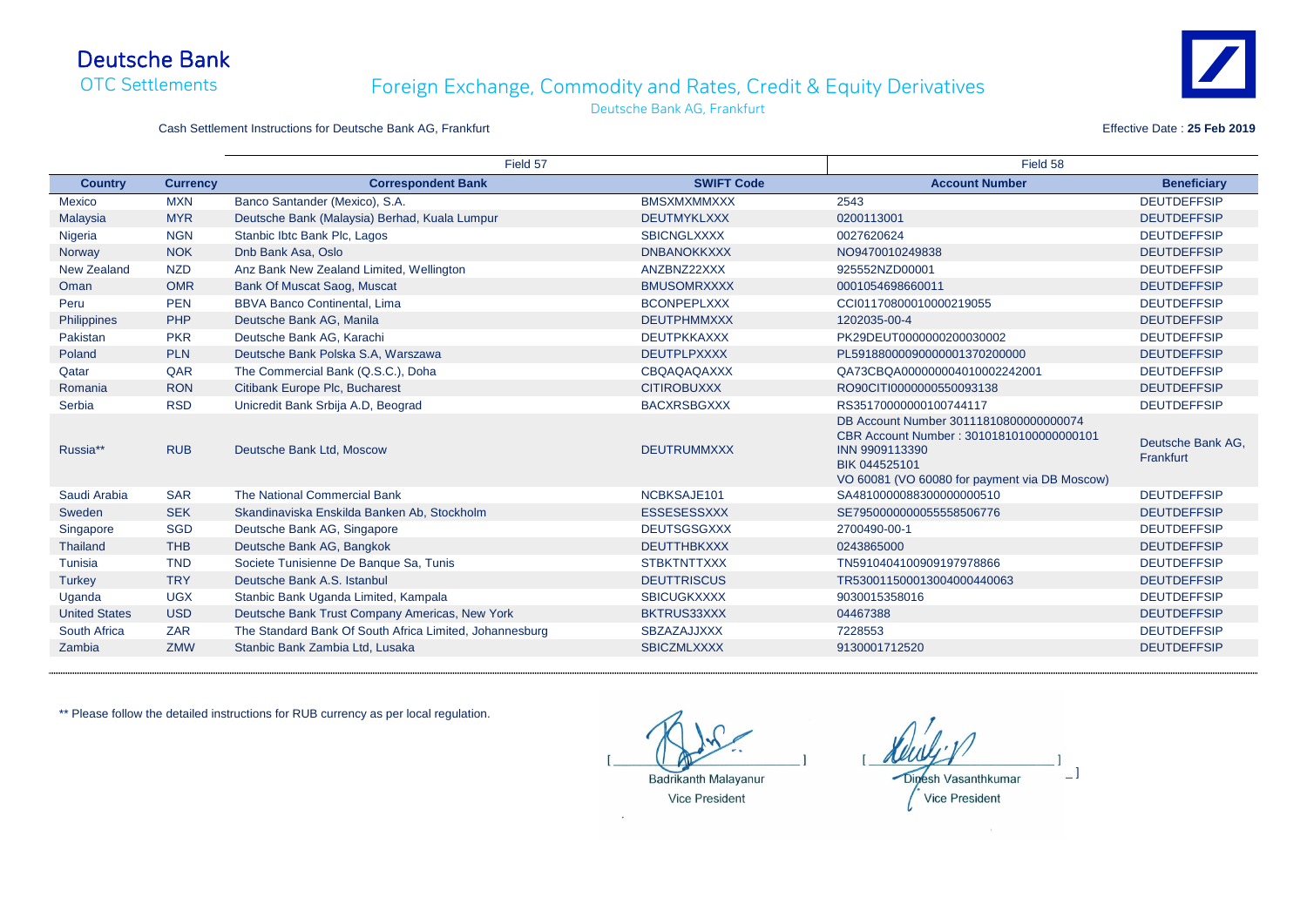# Deutsche Bank

OTC Settlements

## Foreign Exchange, Commodity and Rates, Credit & Equity Derivatives

Deutsche Bank AG, Frankfurt

Cash Settlement Instructions for Deutsche Bank AG, Frankfurt

Effective Date : **25 Feb 2019**

| | | Field 57 | | Field 58 | |
|---|---|---|---|---|---|
| **Country** | **Currency** | **Correspondent Bank** | **SWIFT Code** | **Account Number** | **Beneficiary** |
| Mexico | MXN | Banco Santander (Mexico), S.A. | BMSXMXMMXXX | 2543 | DEUTDEFFSIP |
| Malaysia | MYR | Deutsche Bank (Malaysia) Berhad, Kuala Lumpur | DEUTMYKLXXX | 0200113001 | DEUTDEFFSIP |
| Nigeria | NGN | Stanbic Ibtc Bank Plc, Lagos | SBICNGLXXXX | 0027620624 | DEUTDEFFSIP |
| Norway | NOK | Dnb Bank Asa, Oslo | DNBANOKKXXX | NO9470010249838 | DEUTDEFFSIP |
| New Zealand | NZD | Anz Bank New Zealand Limited, Wellington | ANZBNZ22XXX | 925552NZD00001 | DEUTDEFFSIP |
| Oman | OMR | Bank Of Muscat Saog, Muscat | BMUSOMRXXXX | 0001054698660011 | DEUTDEFFSIP |
| Peru | PEN | BBVA Banco Continental, Lima | BCONPEPLXXX | CCI01170800010000219055 | DEUTDEFFSIP |
| Philippines | PHP | Deutsche Bank AG, Manila | DEUTPHMMXXX | 1202035-00-4 | DEUTDEFFSIP |
| Pakistan | PKR | Deutsche Bank AG, Karachi | DEUTPKKAXXX | PK29DEUT0000000200030002 | DEUTDEFFSIP |
| Poland | PLN | Deutsche Bank Polska S.A, Warszawa | DEUTPLPXXXX | PL59188000090000001370200000 | DEUTDEFFSIP |
| Qatar | QAR | The Commercial Bank (Q.S.C.), Doha | CBQAQAQAXXX | QA73CBQA000000004010002242001 | DEUTDEFFSIP |
| Romania | RON | Citibank Europe Plc, Bucharest | CITIROBUXXX | RO90CITI0000000550093138 | DEUTDEFFSIP |
| Serbia | RSD | Unicredit Bank Srbija A.D, Beograd | BACXRSBGXXX | RS35170000000100744117 | DEUTDEFFSIP |
| Russia** | RUB | Deutsche Bank Ltd, Moscow | DEUTRUMMXXX | DB Account Number 30111810800000000074<br>CBR Account Number : 30101810100000000101<br>INN 9909113390<br>BIK 044525101<br>VO 60081 (VO 60080 for payment via DB Moscow) | Deutsche Bank AG, Frankfurt |
| Saudi Arabia | SAR | The National Commercial Bank | NCBKSAJE101 | SA4810000088300000000510 | DEUTDEFFSIP |
| Sweden | SEK | Skandinaviska Enskilda Banken Ab, Stockholm | ESSESESSXXX | SE7950000000055558506776 | DEUTDEFFSIP |
| Singapore | SGD | Deutsche Bank AG, Singapore | DEUTSGSGXXX | 2700490-00-1 | DEUTDEFFSIP |
| Thailand | THB | Deutsche Bank AG, Bangkok | DEUTTHBKXXX | 0243865000 | DEUTDEFFSIP |
| Tunisia | TND | Societe Tunisienne De Banque Sa, Tunis | STBKTNTTXXX | TN5910404100909197978866 | DEUTDEFFSIP |
| Turkey | TRY | Deutsche Bank A.S. Istanbul | DEUTTRISCUS | TR530011500013004000440063 | DEUTDEFFSIP |
| Uganda | UGX | Stanbic Bank Uganda Limited, Kampala | SBICUGKXXXX | 9030015358016 | DEUTDEFFSIP |
| United States | USD | Deutsche Bank Trust Company Americas, New York | BKTRUS33XXX | 04467388 | DEUTDEFFSIP |
| South Africa | ZAR | The Standard Bank Of South Africa Limited, Johannesburg | SBZAZAJJXXX | 7228553 | DEUTDEFFSIP |
| Zambia | ZMW | Stanbic Bank Zambia Ltd, Lusaka | SBICZMLXXXX | 9130001712520 | DEUTDEFFSIP |

** Please follow the detailed instructions for RUB currency as per local regulation.

[ ]
Badrikanth Malayanur
Vice President

[ ]
Dinesh Vasanthkumar
Vice President